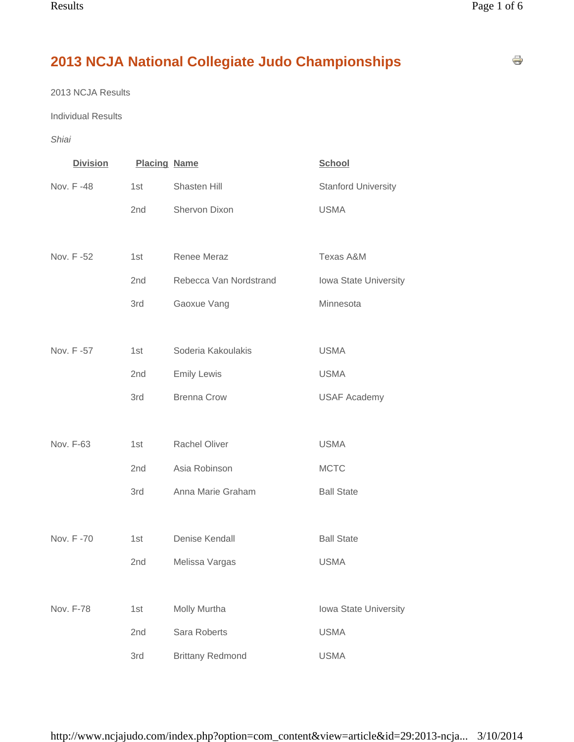# 2013 NCJA National Collegiate Judo Championships

2013 NCJA Results

Individual Results

*Shiai*

| Division | Placing | Name | School |
|---|---|---|---|
| Nov. F -48 | 1st | Shasten Hill | Stanford University |
| | 2nd | Shervon Dixon | USMA |
| Nov. F -52 | 1st | Renee Meraz | Texas A&M |
| | 2nd | Rebecca Van Nordstrand | Iowa State University |
| | 3rd | Gaoxue Vang | Minnesota |
| Nov. F -57 | 1st | Soderia Kakoulakis | USMA |
| | 2nd | Emily Lewis | USMA |
| | 3rd | Brenna Crow | USAF Academy |
| Nov. F-63 | 1st | Rachel Oliver | USMA |
| | 2nd | Asia Robinson | MCTC |
| | 3rd | Anna Marie Graham | Ball State |
| Nov. F -70 | 1st | Denise Kendall | Ball State |
| | 2nd | Melissa Vargas | USMA |
| Nov. F-78 | 1st | Molly Murtha | Iowa State University |
| | 2nd | Sara Roberts | USMA |
| | 3rd | Brittany Redmond | USMA |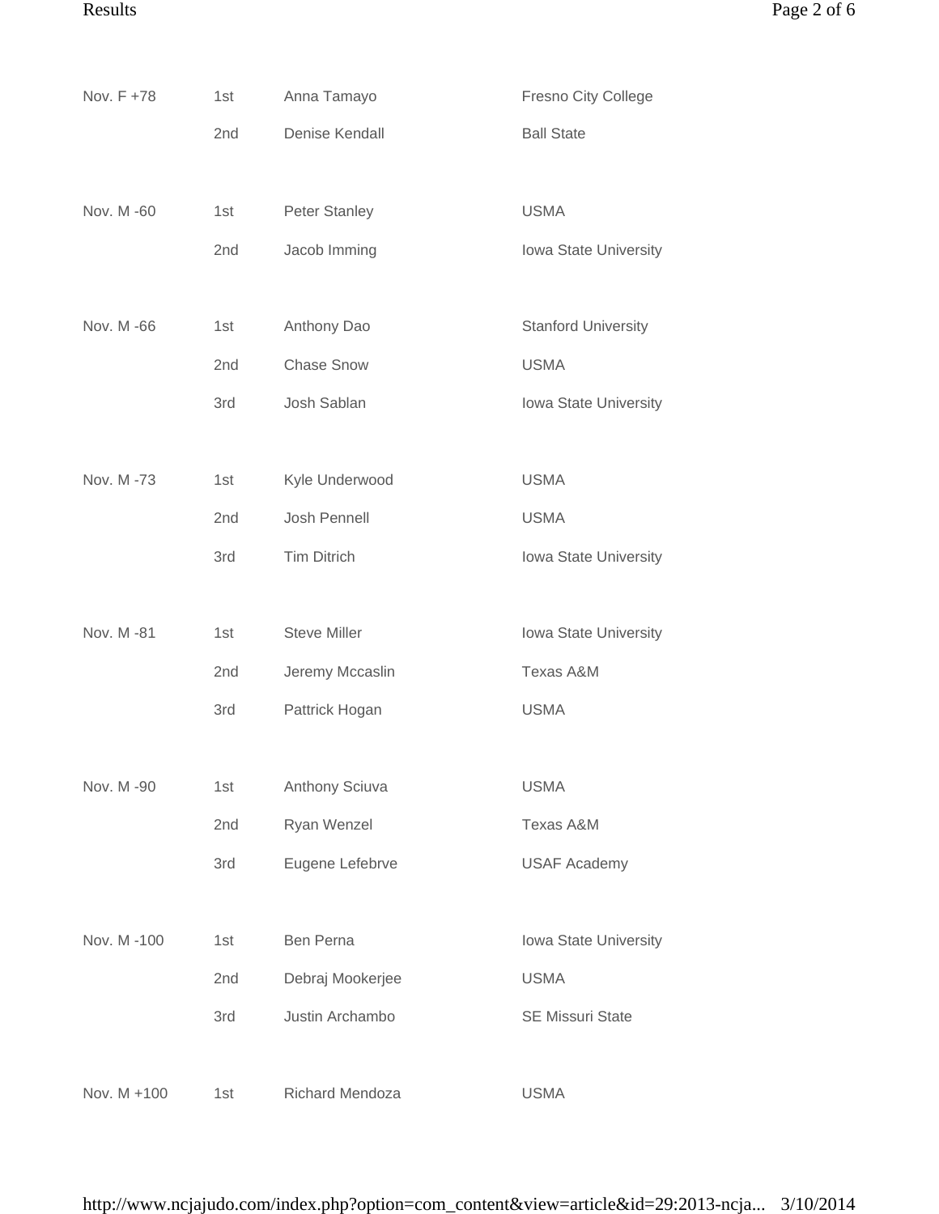| | | | |
|---|---|---|---|
| Nov. F +78 | 1st | Anna Tamayo | Fresno City College |
| | 2nd | Denise Kendall | Ball State |
| Nov. M -60 | 1st | Peter Stanley | USMA |
| | 2nd | Jacob Imming | Iowa State University |
| Nov. M -66 | 1st | Anthony Dao | Stanford University |
| | 2nd | Chase Snow | USMA |
| | 3rd | Josh Sablan | Iowa State University |
| Nov. M -73 | 1st | Kyle Underwood | USMA |
| | 2nd | Josh Pennell | USMA |
| | 3rd | Tim Ditrich | Iowa State University |
| Nov. M -81 | 1st | Steve Miller | Iowa State University |
| | 2nd | Jeremy Mccaslin | Texas A&M |
| | 3rd | Pattrick Hogan | USMA |
| Nov. M -90 | 1st | Anthony Sciuva | USMA |
| | 2nd | Ryan Wenzel | Texas A&M |
| | 3rd | Eugene Lefebrve | USAF Academy |
| Nov. M -100 | 1st | Ben Perna | Iowa State University |
| | 2nd | Debraj Mookerjee | USMA |
| | 3rd | Justin Archambo | SE Missuri State |
| Nov. M +100 | 1st | Richard Mendoza | USMA |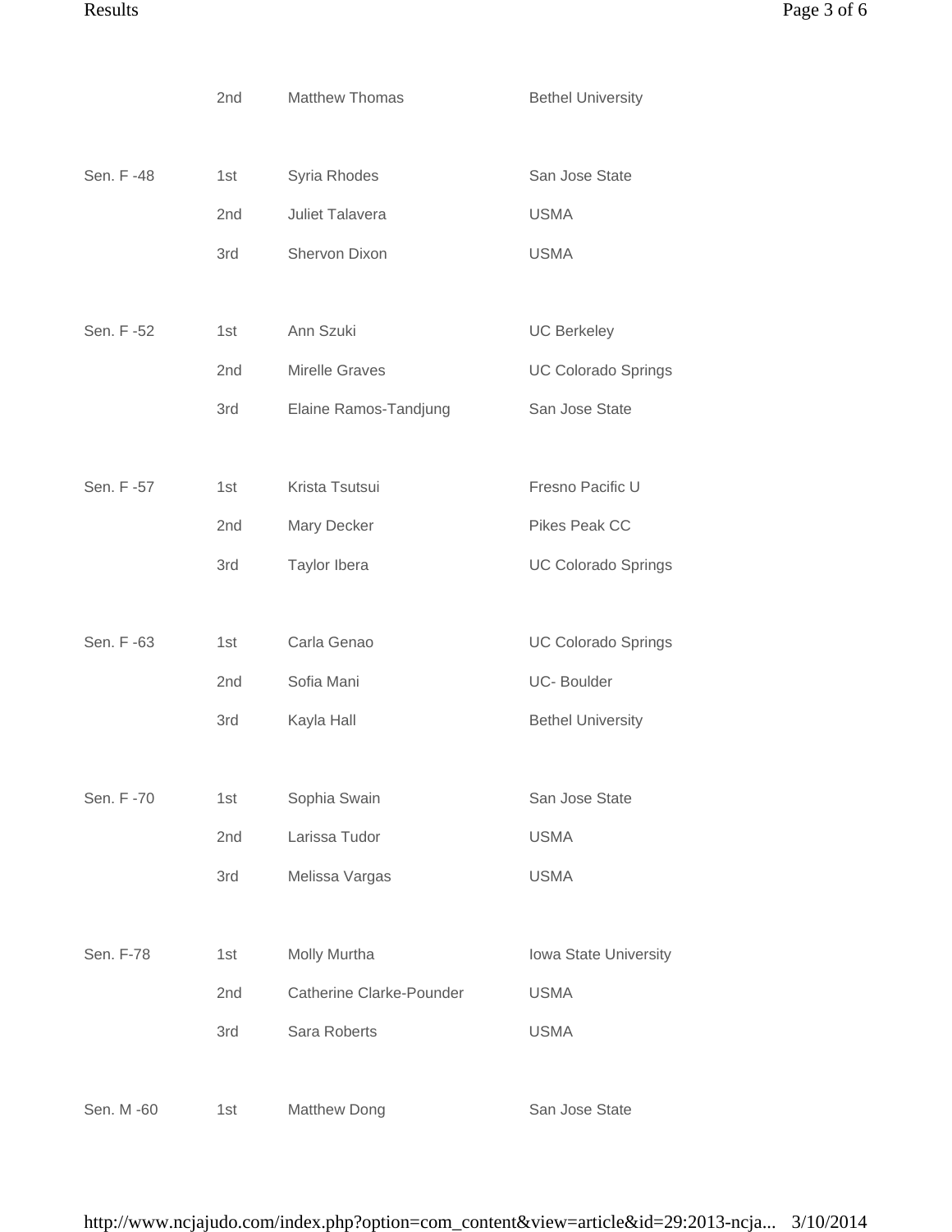| | | | |
|---|---|---|---|
| | 2nd | Matthew Thomas | Bethel University |
| Sen. F -48 | 1st | Syria Rhodes | San Jose State |
| | 2nd | Juliet Talavera | USMA |
| | 3rd | Shervon Dixon | USMA |
| Sen. F -52 | 1st | Ann Szuki | UC Berkeley |
| | 2nd | Mirelle Graves | UC Colorado Springs |
| | 3rd | Elaine Ramos-Tandjung | San Jose State |
| Sen. F -57 | 1st | Krista Tsutsui | Fresno Pacific U |
| | 2nd | Mary Decker | Pikes Peak CC |
| | 3rd | Taylor Ibera | UC Colorado Springs |
| Sen. F -63 | 1st | Carla Genao | UC Colorado Springs |
| | 2nd | Sofia Mani | UC- Boulder |
| | 3rd | Kayla Hall | Bethel University |
| Sen. F -70 | 1st | Sophia Swain | San Jose State |
| | 2nd | Larissa Tudor | USMA |
| | 3rd | Melissa Vargas | USMA |
| Sen. F-78 | 1st | Molly Murtha | Iowa State University |
| | 2nd | Catherine Clarke-Pounder | USMA |
| | 3rd | Sara Roberts | USMA |
| Sen. M -60 | 1st | Matthew Dong | San Jose State |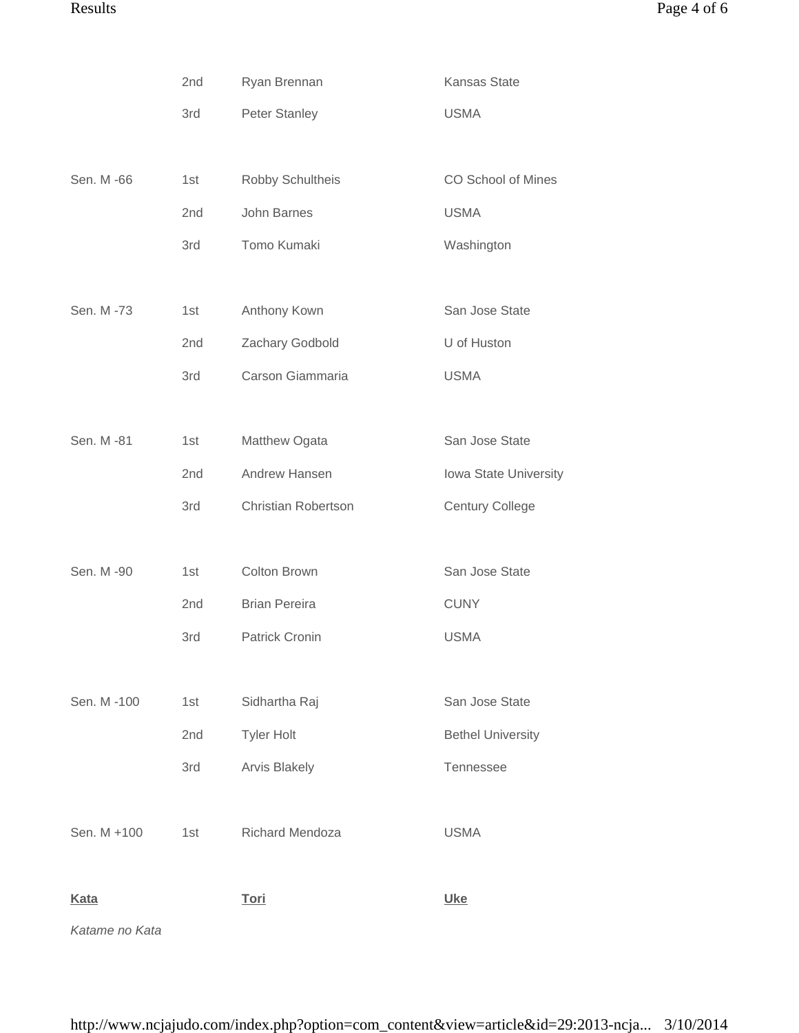| | | | |
|---|---|---|---|
| | 2nd | Ryan Brennan | Kansas State |
| | 3rd | Peter Stanley | USMA |
| Sen. M -66 | 1st | Robby Schultheis | CO School of Mines |
| | 2nd | John Barnes | USMA |
| | 3rd | Tomo Kumaki | Washington |
| Sen. M -73 | 1st | Anthony Kown | San Jose State |
| | 2nd | Zachary Godbold | U of Huston |
| | 3rd | Carson Giammaria | USMA |
| Sen. M -81 | 1st | Matthew Ogata | San Jose State |
| | 2nd | Andrew Hansen | Iowa State University |
| | 3rd | Christian Robertson | Century College |
| Sen. M -90 | 1st | Colton Brown | San Jose State |
| | 2nd | Brian Pereira | CUNY |
| | 3rd | Patrick Cronin | USMA |
| Sen. M -100 | 1st | Sidhartha Raj | San Jose State |
| | 2nd | Tyler Holt | Bethel University |
| | 3rd | Arvis Blakely | Tennessee |
| Sen. M +100 | 1st | Richard Mendoza | USMA |

| **Kata** | **Tori** | **Uke** |
|---|---|---|
| *Katame no Kata* | | |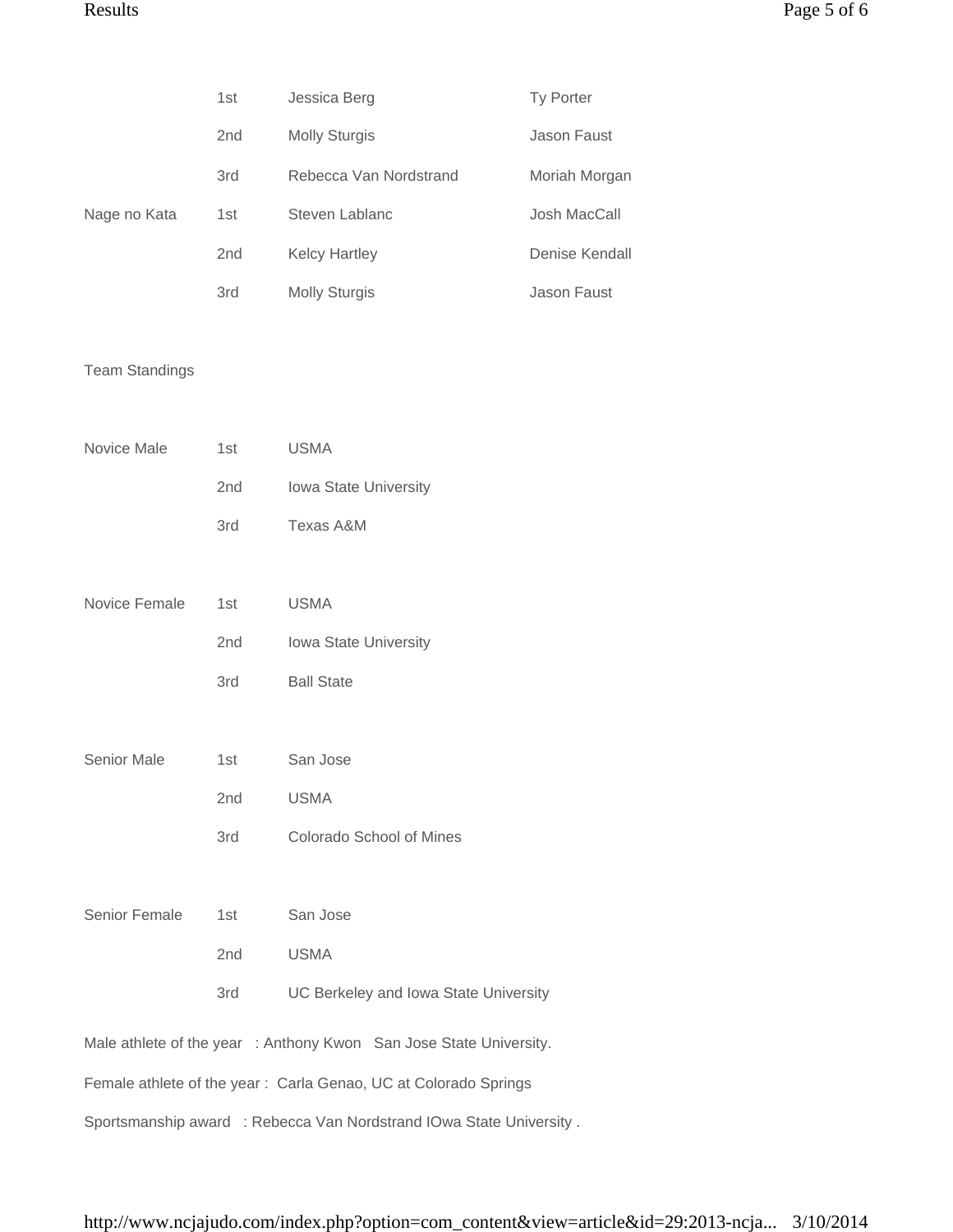| | | | |
|---|---|---|---|
| | 1st | Jessica Berg | Ty Porter |
| | 2nd | Molly Sturgis | Jason Faust |
| | 3rd | Rebecca Van Nordstrand | Moriah Morgan |
| Nage no Kata | 1st | Steven Lablanc | Josh MacCall |
| | 2nd | Kelcy Hartley | Denise Kendall |
| | 3rd | Molly Sturgis | Jason Faust |

Team Standings

| | | |
|---|---|---|
| Novice Male | 1st | USMA |
| | 2nd | Iowa State University |
| | 3rd | Texas A&M |
| Novice Female | 1st | USMA |
| | 2nd | Iowa State University |
| | 3rd | Ball State |
| Senior Male | 1st | San Jose |
| | 2nd | USMA |
| | 3rd | Colorado School of Mines |
| Senior Female | 1st | San Jose |
| | 2nd | USMA |
| | 3rd | UC Berkeley and Iowa State University |

Male athlete of the year : Anthony Kwon San Jose State University.

Female athlete of the year : Carla Genao, UC at Colorado Springs

Sportsmanship award : Rebecca Van Nordstrand IOwa State University .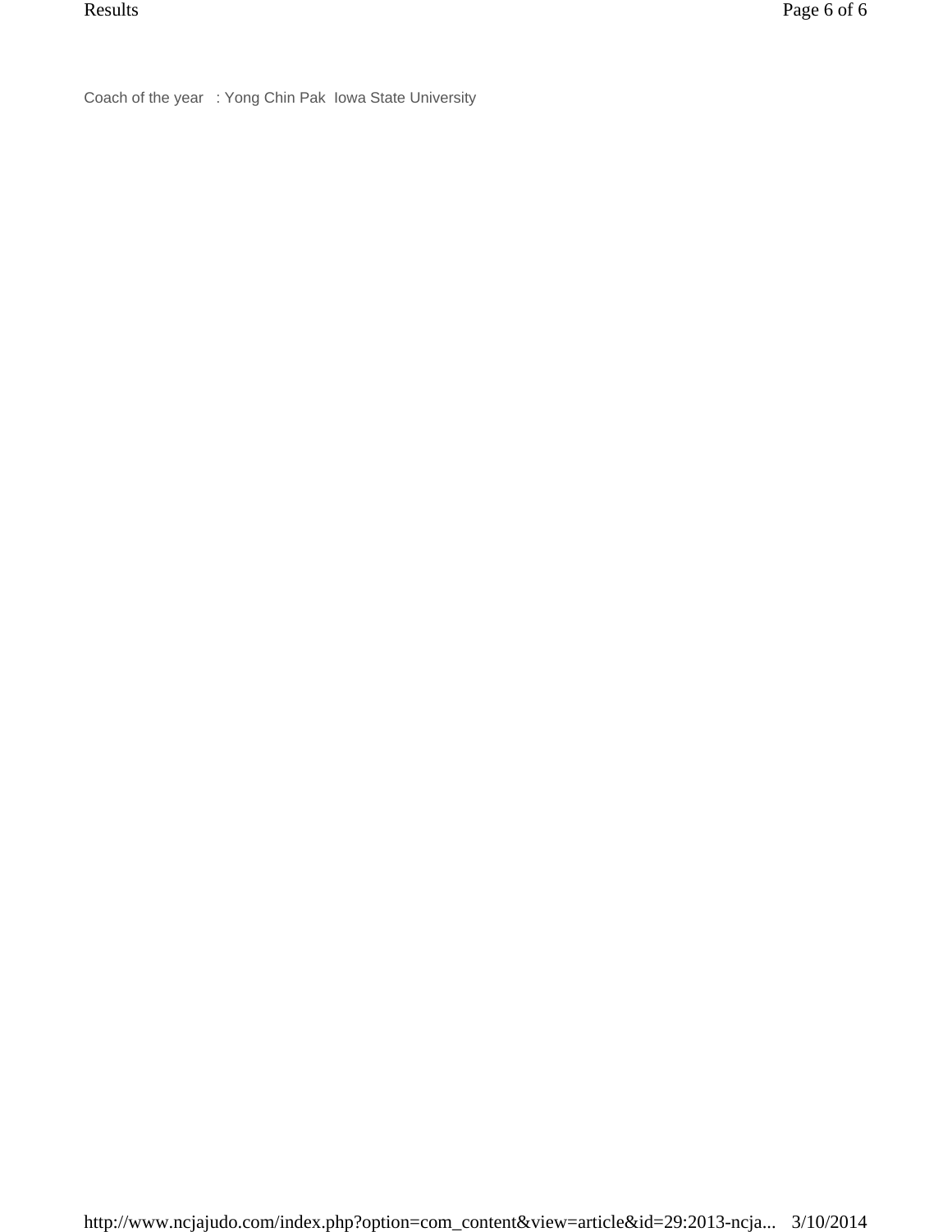Coach of the year : Yong Chin Pak Iowa State University